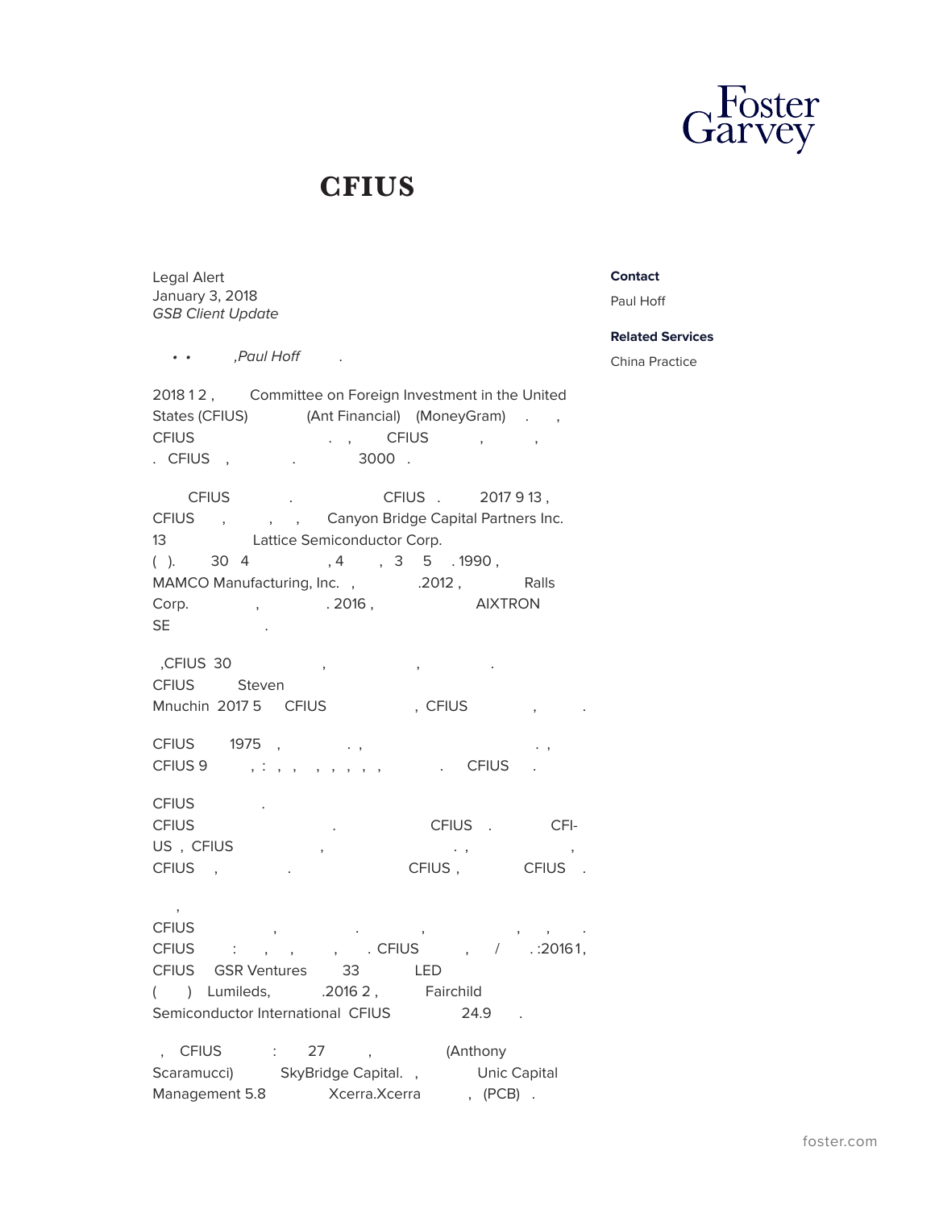# CFIUS

Legal Alert
January 3, 2018
*GSB Client Update*

• • ,*Paul Hoff* .

2018 1 2 , Committee on Foreign Investment in the United States (CFIUS) (Ant Financial) (MoneyGram) . , CFIUS . , CFIUS , , . CFIUS , . 3000 .

CFIUS . CFIUS . 2017 9 13 , CFIUS , , , Canyon Bridge Capital Partners Inc. 13 Lattice Semiconductor Corp. ( ). 30 4 , 4 , 3 5 . 1990 , MAMCO Manufacturing, Inc. , .2012 , Ralls Corp. , . 2016 , AIXTRON SE .

,CFIUS 30 , , . CFIUS Steven Mnuchin 2017 5 CFIUS , CFIUS , .

CFIUS 1975 , . , . , CFIUS 9 , : , , , , , , , . CFIUS .

CFIUS . CFIUS . CFIUS . CFI-US , CFIUS , . , , CFIUS , . CFIUS , CFIUS .

,
CFIUS , . , , , . CFIUS : , , , . CFIUS , / . :2016 1, CFIUS GSR Ventures 33 LED ( ) Lumileds, .2016 2 , Fairchild Semiconductor International CFIUS 24.9 .

, CFIUS : 27 , (Anthony Scaramucci) SkyBridge Capital. , Unic Capital Management 5.8 Xcerra.Xcerra , (PCB) .

**Contact**

Paul Hoff

**Related Services**

China Practice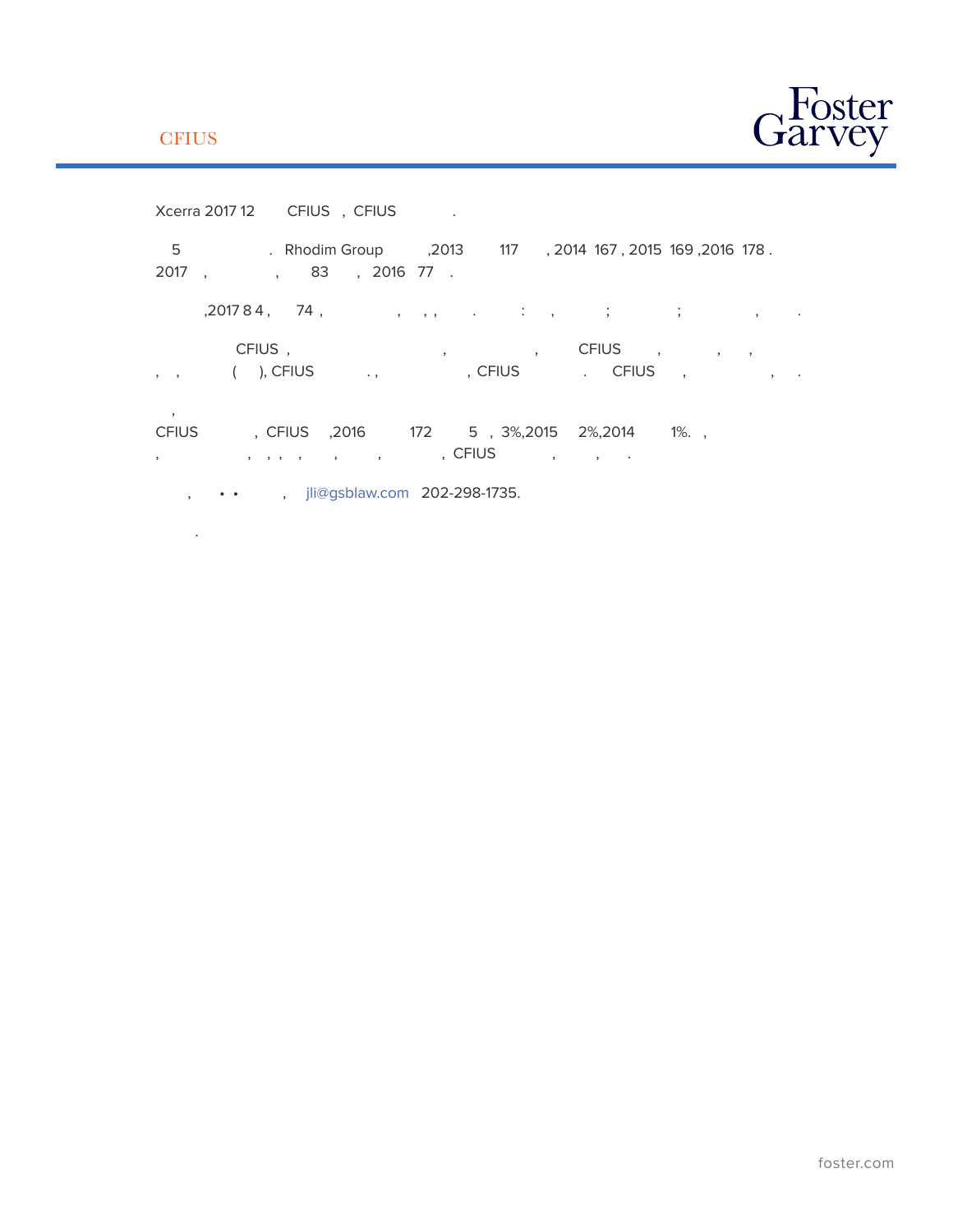CFIUS

Xcerra 2017 12 CFIUS , CFIUS .

5 . Rhodim Group ,2013 117 , 2014 167 , 2015 169 ,2016 178 .
2017 , , 83 , 2016 77 .

,2017 8 4 , 74 , , , , . : , ; ; , .

CFIUS , , , CFIUS , , ,
, , ( ), CFIUS . , , CFIUS . CFIUS , , .

,
CFIUS , CFIUS ,2016 172 5 , 3%,2015 2%,2014 1%. ,
, , , , , , , CFIUS , , .

, • • , jli@gsblaw.com 202-298-1735.

.